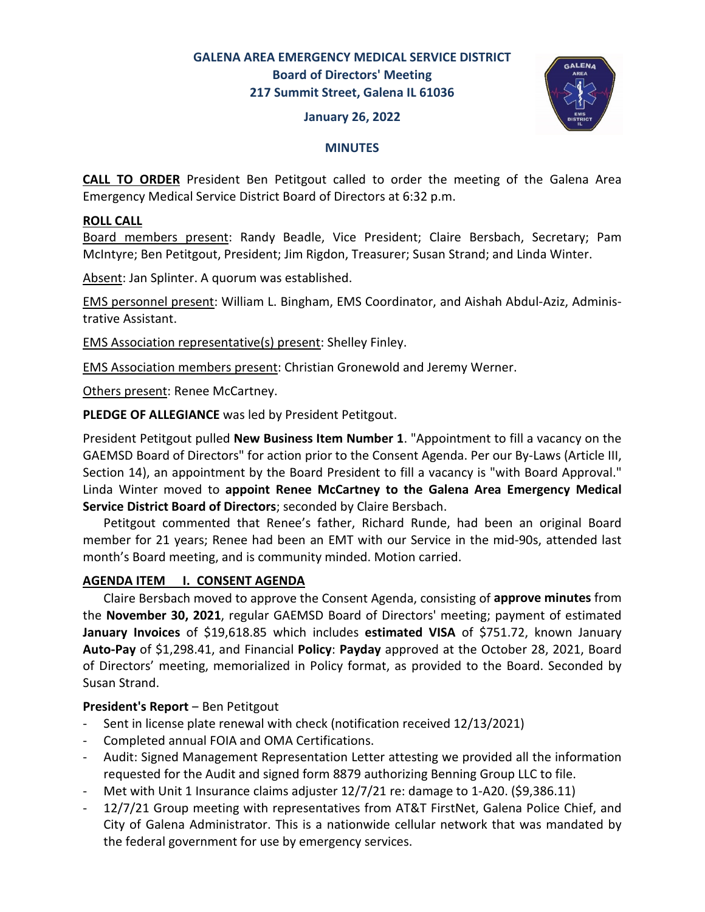# GALENA AREA EMERGENCY MEDICAL SERVICE DISTRICT

**Board of Directors' Meeting**

**217 Summit Street, Galena IL 61036**

**January 26, 2022**

## MINUTES

**CALL TO ORDER** President Ben Petitgout called to order the meeting of the Galena Area Emergency Medical Service District Board of Directors at 6:32 p.m.

**ROLL CALL**

Board members present: Randy Beadle, Vice President; Claire Bersbach, Secretary; Pam McIntyre; Ben Petitgout, President; Jim Rigdon, Treasurer; Susan Strand; and Linda Winter.

Absent: Jan Splinter. A quorum was established.

EMS personnel present: William L. Bingham, EMS Coordinator, and Aishah Abdul-Aziz, Administrative Assistant.

EMS Association representative(s) present: Shelley Finley.

EMS Association members present: Christian Gronewold and Jeremy Werner.

Others present: Renee McCartney.

**PLEDGE OF ALLEGIANCE** was led by President Petitgout.

President Petitgout pulled **New Business Item Number 1**. "Appointment to fill a vacancy on the GAEMSD Board of Directors" for action prior to the Consent Agenda. Per our By-Laws (Article III, Section 14), an appointment by the Board President to fill a vacancy is "with Board Approval." Linda Winter moved to **appoint Renee McCartney to the Galena Area Emergency Medical Service District Board of Directors**; seconded by Claire Bersbach.

Petitgout commented that Renee's father, Richard Runde, had been an original Board member for 21 years; Renee had been an EMT with our Service in the mid-90s, attended last month's Board meeting, and is community minded. Motion carried.

**AGENDA ITEM I. CONSENT AGENDA**

Claire Bersbach moved to approve the Consent Agenda, consisting of **approve minutes** from the **November 30, 2021**, regular GAEMSD Board of Directors' meeting; payment of estimated **January Invoices** of $19,618.85 which includes **estimated VISA** of $751.72, known January **Auto-Pay** of $1,298.41, and Financial **Policy**: **Payday** approved at the October 28, 2021, Board of Directors' meeting, memorialized in Policy format, as provided to the Board. Seconded by Susan Strand.

**President's Report** – Ben Petitgout

- Sent in license plate renewal with check (notification received 12/13/2021)
- Completed annual FOIA and OMA Certifications.
- Audit: Signed Management Representation Letter attesting we provided all the information requested for the Audit and signed form 8879 authorizing Benning Group LLC to file.
- Met with Unit 1 Insurance claims adjuster 12/7/21 re: damage to 1-A20. ($9,386.11)
- 12/7/21 Group meeting with representatives from AT&T FirstNet, Galena Police Chief, and City of Galena Administrator. This is a nationwide cellular network that was mandated by the federal government for use by emergency services.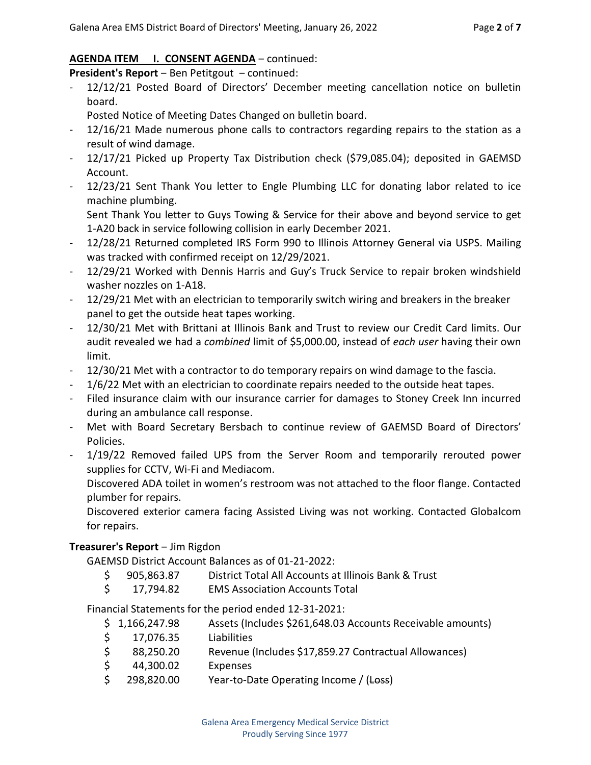**AGENDA ITEM I. CONSENT AGENDA** – continued:

**President's Report** – Ben Petitgout – continued:

- 12/12/21 Posted Board of Directors' December meeting cancellation notice on bulletin board.
  Posted Notice of Meeting Dates Changed on bulletin board.
- 12/16/21 Made numerous phone calls to contractors regarding repairs to the station as a result of wind damage.
- 12/17/21 Picked up Property Tax Distribution check ($79,085.04); deposited in GAEMSD Account.
- 12/23/21 Sent Thank You letter to Engle Plumbing LLC for donating labor related to ice machine plumbing.
  Sent Thank You letter to Guys Towing & Service for their above and beyond service to get 1-A20 back in service following collision in early December 2021.
- 12/28/21 Returned completed IRS Form 990 to Illinois Attorney General via USPS. Mailing was tracked with confirmed receipt on 12/29/2021.
- 12/29/21 Worked with Dennis Harris and Guy's Truck Service to repair broken windshield washer nozzles on 1-A18.
- 12/29/21 Met with an electrician to temporarily switch wiring and breakers in the breaker panel to get the outside heat tapes working.
- 12/30/21 Met with Brittani at Illinois Bank and Trust to review our Credit Card limits. Our audit revealed we had a *combined* limit of $5,000.00, instead of *each user* having their own limit.
- 12/30/21 Met with a contractor to do temporary repairs on wind damage to the fascia.
- 1/6/22 Met with an electrician to coordinate repairs needed to the outside heat tapes.
- Filed insurance claim with our insurance carrier for damages to Stoney Creek Inn incurred during an ambulance call response.
- Met with Board Secretary Bersbach to continue review of GAEMSD Board of Directors' Policies.
- 1/19/22 Removed failed UPS from the Server Room and temporarily rerouted power supplies for CCTV, Wi-Fi and Mediacom.
  Discovered ADA toilet in women's restroom was not attached to the floor flange. Contacted plumber for repairs.
  Discovered exterior camera facing Assisted Living was not working. Contacted Globalcom for repairs.

**Treasurer's Report** – Jim Rigdon

GAEMSD District Account Balances as of 01-21-2022:

| | |
|---|---|
| $ 905,863.87 | District Total All Accounts at Illinois Bank & Trust |
| $ 17,794.82 | EMS Association Accounts Total |

Financial Statements for the period ended 12-31-2021:

| | |
|---|---|
| $ 1,166,247.98 | Assets (Includes $261,648.03 Accounts Receivable amounts) |
| $ 17,076.35 | Liabilities |
| $ 88,250.20 | Revenue (Includes $17,859.27 Contractual Allowances) |
| $ 44,300.02 | Expenses |
| $ 298,820.00 | Year-to-Date Operating Income / (~~Loss~~) |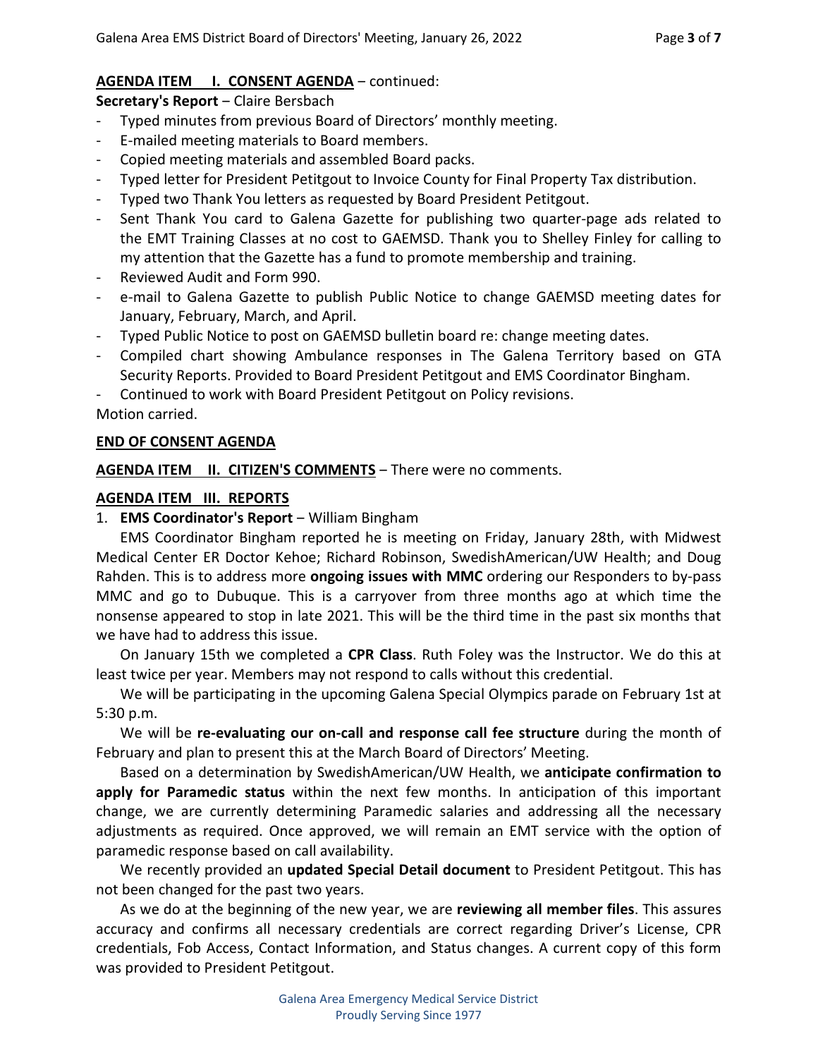**<u>AGENDA ITEM I. CONSENT AGENDA</u>** – continued:

**Secretary's Report** – Claire Bersbach

- Typed minutes from previous Board of Directors' monthly meeting.
- E-mailed meeting materials to Board members.
- Copied meeting materials and assembled Board packs.
- Typed letter for President Petitgout to Invoice County for Final Property Tax distribution.
- Typed two Thank You letters as requested by Board President Petitgout.
- Sent Thank You card to Galena Gazette for publishing two quarter-page ads related to the EMT Training Classes at no cost to GAEMSD. Thank you to Shelley Finley for calling to my attention that the Gazette has a fund to promote membership and training.
- Reviewed Audit and Form 990.
- e-mail to Galena Gazette to publish Public Notice to change GAEMSD meeting dates for January, February, March, and April.
- Typed Public Notice to post on GAEMSD bulletin board re: change meeting dates.
- Compiled chart showing Ambulance responses in The Galena Territory based on GTA Security Reports. Provided to Board President Petitgout and EMS Coordinator Bingham.
- Continued to work with Board President Petitgout on Policy revisions.

Motion carried.

**<u>END OF CONSENT AGENDA</u>**

**<u>AGENDA ITEM II. CITIZEN'S COMMENTS</u>** – There were no comments.

**<u>AGENDA ITEM III. REPORTS</u>**

1. **EMS Coordinator's Report** – William Bingham

EMS Coordinator Bingham reported he is meeting on Friday, January 28th, with Midwest Medical Center ER Doctor Kehoe; Richard Robinson, SwedishAmerican/UW Health; and Doug Rahden. This is to address more **ongoing issues with MMC** ordering our Responders to by-pass MMC and go to Dubuque. This is a carryover from three months ago at which time the nonsense appeared to stop in late 2021. This will be the third time in the past six months that we have had to address this issue.

On January 15th we completed a **CPR Class**. Ruth Foley was the Instructor. We do this at least twice per year. Members may not respond to calls without this credential.

We will be participating in the upcoming Galena Special Olympics parade on February 1st at 5:30 p.m.

We will be **re-evaluating our on-call and response call fee structure** during the month of February and plan to present this at the March Board of Directors' Meeting.

Based on a determination by SwedishAmerican/UW Health, we **anticipate confirmation to apply for Paramedic status** within the next few months. In anticipation of this important change, we are currently determining Paramedic salaries and addressing all the necessary adjustments as required. Once approved, we will remain an EMT service with the option of paramedic response based on call availability.

We recently provided an **updated Special Detail document** to President Petitgout. This has not been changed for the past two years.

As we do at the beginning of the new year, we are **reviewing all member files**. This assures accuracy and confirms all necessary credentials are correct regarding Driver's License, CPR credentials, Fob Access, Contact Information, and Status changes. A current copy of this form was provided to President Petitgout.

Galena Area Emergency Medical Service District
Proudly Serving Since 1977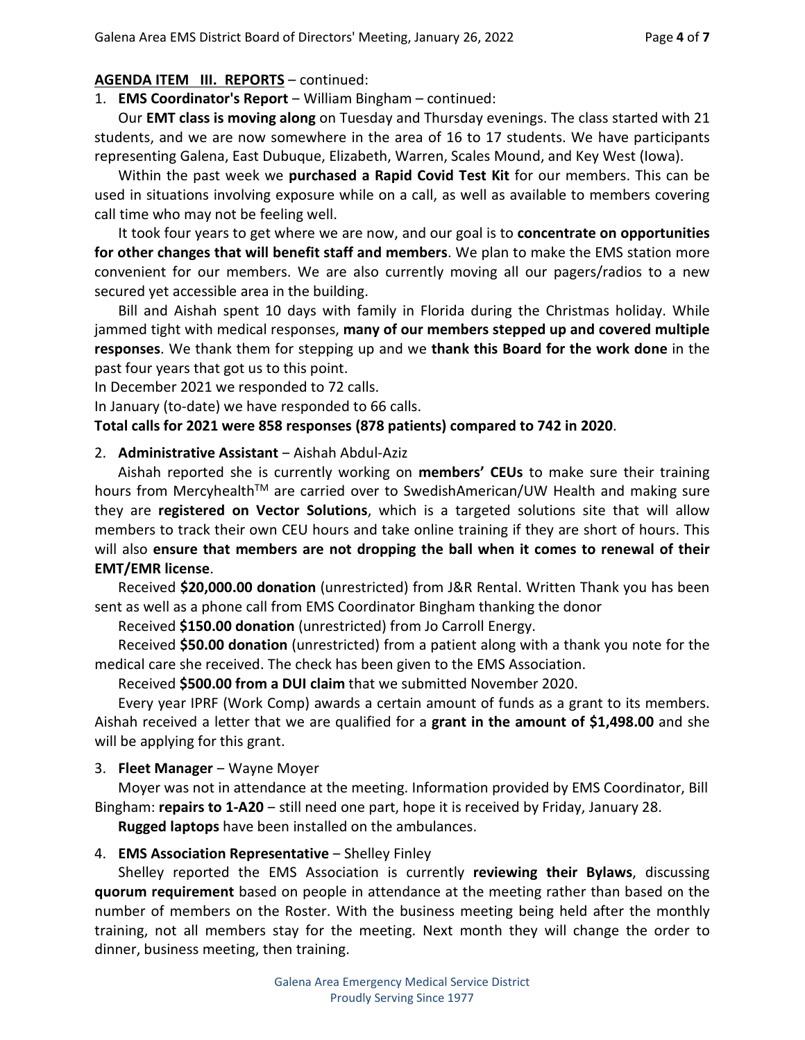**AGENDA ITEM III. REPORTS** – continued:

1. **EMS Coordinator's Report** – William Bingham – continued:

   Our **EMT class is moving along** on Tuesday and Thursday evenings. The class started with 21 students, and we are now somewhere in the area of 16 to 17 students. We have participants representing Galena, East Dubuque, Elizabeth, Warren, Scales Mound, and Key West (Iowa).

   Within the past week we **purchased a Rapid Covid Test Kit** for our members. This can be used in situations involving exposure while on a call, as well as available to members covering call time who may not be feeling well.

   It took four years to get where we are now, and our goal is to **concentrate on opportunities for other changes that will benefit staff and members**. We plan to make the EMS station more convenient for our members. We are also currently moving all our pagers/radios to a new secured yet accessible area in the building.

   Bill and Aishah spent 10 days with family in Florida during the Christmas holiday. While jammed tight with medical responses, **many of our members stepped up and covered multiple responses**. We thank them for stepping up and we **thank this Board for the work done** in the past four years that got us to this point.

   In December 2021 we responded to 72 calls.

   In January (to-date) we have responded to 66 calls.

   **Total calls for 2021 were 858 responses (878 patients) compared to 742 in 2020**.

2. **Administrative Assistant** – Aishah Abdul-Aziz

   Aishah reported she is currently working on **members' CEUs** to make sure their training hours from Mercyhealth™ are carried over to SwedishAmerican/UW Health and making sure they are **registered on Vector Solutions**, which is a targeted solutions site that will allow members to track their own CEU hours and take online training if they are short of hours. This will also **ensure that members are not dropping the ball when it comes to renewal of their EMT/EMR license**.

   Received **$20,000.00 donation** (unrestricted) from J&R Rental. Written Thank you has been sent as well as a phone call from EMS Coordinator Bingham thanking the donor

   Received **$150.00 donation** (unrestricted) from Jo Carroll Energy.

   Received **$50.00 donation** (unrestricted) from a patient along with a thank you note for the medical care she received. The check has been given to the EMS Association.

   Received **$500.00 from a DUI claim** that we submitted November 2020.

   Every year IPRF (Work Comp) awards a certain amount of funds as a grant to its members. Aishah received a letter that we are qualified for a **grant in the amount of $1,498.00** and she will be applying for this grant.

3. **Fleet Manager** – Wayne Moyer

   Moyer was not in attendance at the meeting. Information provided by EMS Coordinator, Bill Bingham: **repairs to 1-A20** – still need one part, hope it is received by Friday, January 28.

   **Rugged laptops** have been installed on the ambulances.

4. **EMS Association Representative** – Shelley Finley

   Shelley reported the EMS Association is currently **reviewing their Bylaws**, discussing **quorum requirement** based on people in attendance at the meeting rather than based on the number of members on the Roster. With the business meeting being held after the monthly training, not all members stay for the meeting. Next month they will change the order to dinner, business meeting, then training.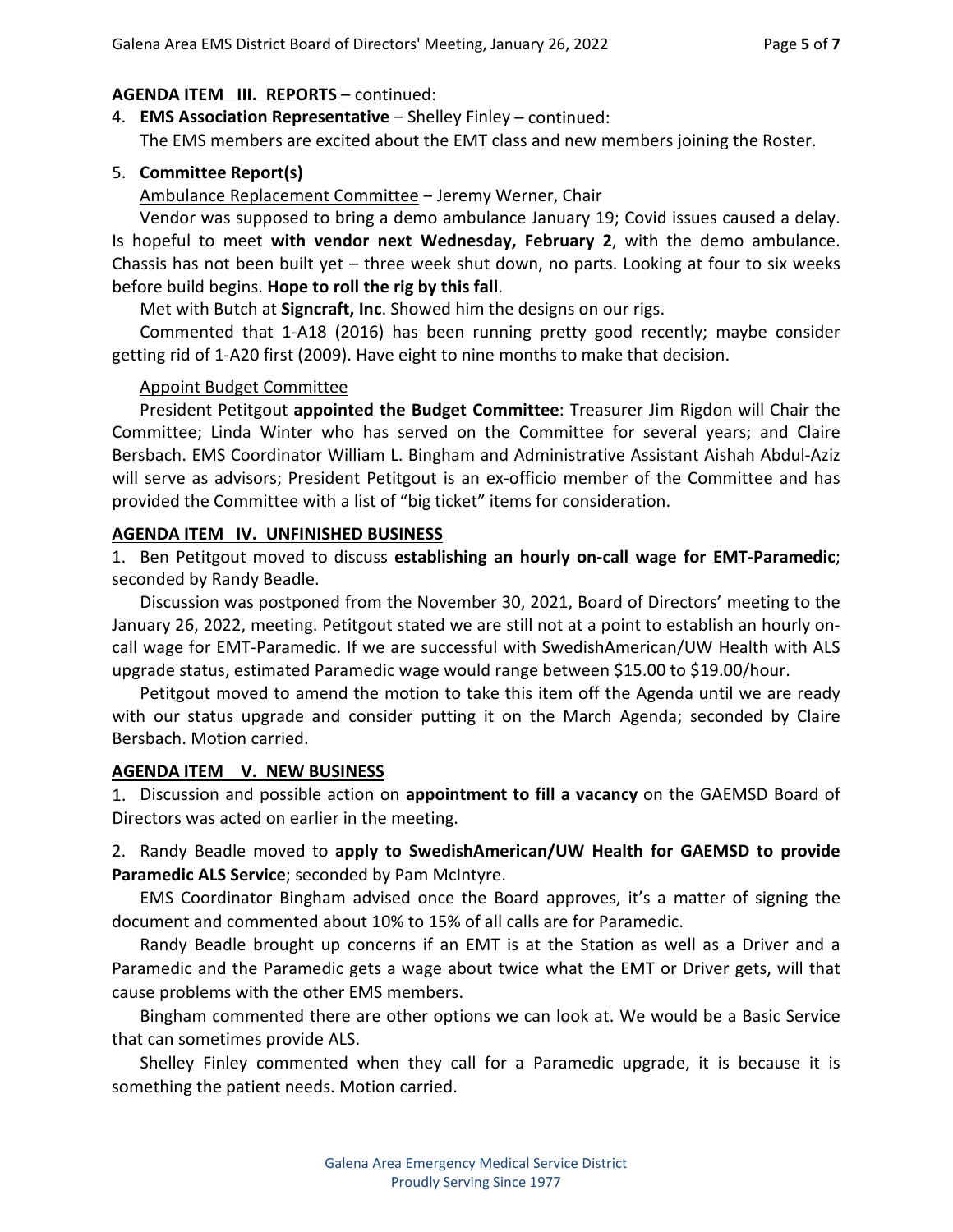**<u>AGENDA ITEM III. REPORTS</u>** – continued:

4. **EMS Association Representative** – Shelley Finley – continued:
   The EMS members are excited about the EMT class and new members joining the Roster.

5. **Committee Report(s)**

   <u>Ambulance Replacement Committee</u> – Jeremy Werner, Chair

   Vendor was supposed to bring a demo ambulance January 19; Covid issues caused a delay. Is hopeful to meet **with vendor next Wednesday, February 2**, with the demo ambulance. Chassis has not been built yet – three week shut down, no parts. Looking at four to six weeks before build begins. **Hope to roll the rig by this fall**.

   Met with Butch at **Signcraft, Inc**. Showed him the designs on our rigs.

   Commented that 1-A18 (2016) has been running pretty good recently; maybe consider getting rid of 1-A20 first (2009). Have eight to nine months to make that decision.

   <u>Appoint Budget Committee</u>

   President Petitgout **appointed the Budget Committee**: Treasurer Jim Rigdon will Chair the Committee; Linda Winter who has served on the Committee for several years; and Claire Bersbach. EMS Coordinator William L. Bingham and Administrative Assistant Aishah Abdul-Aziz will serve as advisors; President Petitgout is an ex-officio member of the Committee and has provided the Committee with a list of "big ticket" items for consideration.

**<u>AGENDA ITEM IV. UNFINISHED BUSINESS</u>**

1. Ben Petitgout moved to discuss **establishing an hourly on-call wage for EMT-Paramedic**; seconded by Randy Beadle.

   Discussion was postponed from the November 30, 2021, Board of Directors' meeting to the January 26, 2022, meeting. Petitgout stated we are still not at a point to establish an hourly on-call wage for EMT-Paramedic. If we are successful with SwedishAmerican/UW Health with ALS upgrade status, estimated Paramedic wage would range between $15.00 to $19.00/hour.

   Petitgout moved to amend the motion to take this item off the Agenda until we are ready with our status upgrade and consider putting it on the March Agenda; seconded by Claire Bersbach. Motion carried.

**<u>AGENDA ITEM V. NEW BUSINESS</u>**

1. Discussion and possible action on **appointment to fill a vacancy** on the GAEMSD Board of Directors was acted on earlier in the meeting.

2. Randy Beadle moved to **apply to SwedishAmerican/UW Health for GAEMSD to provide Paramedic ALS Service**; seconded by Pam McIntyre.

   EMS Coordinator Bingham advised once the Board approves, it's a matter of signing the document and commented about 10% to 15% of all calls are for Paramedic.

   Randy Beadle brought up concerns if an EMT is at the Station as well as a Driver and a Paramedic and the Paramedic gets a wage about twice what the EMT or Driver gets, will that cause problems with the other EMS members.

   Bingham commented there are other options we can look at. We would be a Basic Service that can sometimes provide ALS.

   Shelley Finley commented when they call for a Paramedic upgrade, it is because it is something the patient needs. Motion carried.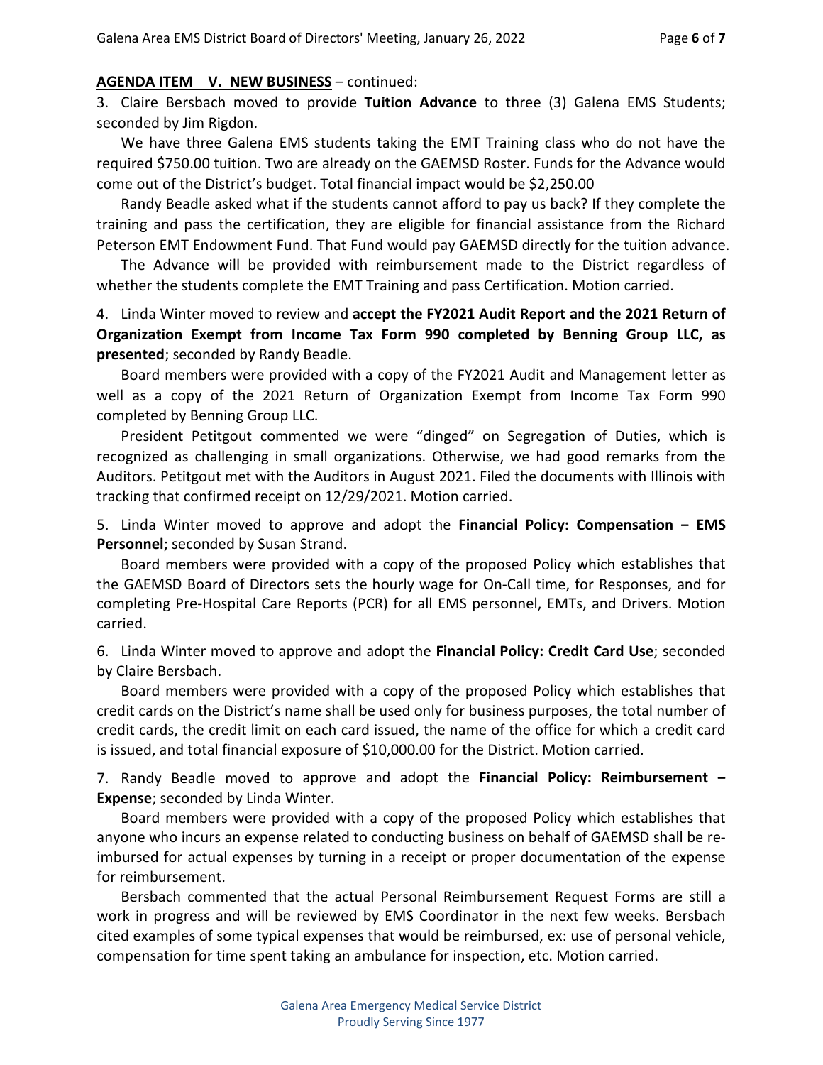**AGENDA ITEM V. NEW BUSINESS** – continued:

3. Claire Bersbach moved to provide **Tuition Advance** to three (3) Galena EMS Students; seconded by Jim Rigdon.

We have three Galena EMS students taking the EMT Training class who do not have the required $750.00 tuition. Two are already on the GAEMSD Roster. Funds for the Advance would come out of the District's budget. Total financial impact would be $2,250.00

Randy Beadle asked what if the students cannot afford to pay us back? If they complete the training and pass the certification, they are eligible for financial assistance from the Richard Peterson EMT Endowment Fund. That Fund would pay GAEMSD directly for the tuition advance.

The Advance will be provided with reimbursement made to the District regardless of whether the students complete the EMT Training and pass Certification. Motion carried.

4. Linda Winter moved to review and **accept the FY2021 Audit Report and the 2021 Return of Organization Exempt from Income Tax Form 990 completed by Benning Group LLC, as presented**; seconded by Randy Beadle.

Board members were provided with a copy of the FY2021 Audit and Management letter as well as a copy of the 2021 Return of Organization Exempt from Income Tax Form 990 completed by Benning Group LLC.

President Petitgout commented we were "dinged" on Segregation of Duties, which is recognized as challenging in small organizations. Otherwise, we had good remarks from the Auditors. Petitgout met with the Auditors in August 2021. Filed the documents with Illinois with tracking that confirmed receipt on 12/29/2021. Motion carried.

5. Linda Winter moved to approve and adopt the **Financial Policy: Compensation – EMS Personnel**; seconded by Susan Strand.

Board members were provided with a copy of the proposed Policy which establishes that the GAEMSD Board of Directors sets the hourly wage for On-Call time, for Responses, and for completing Pre-Hospital Care Reports (PCR) for all EMS personnel, EMTs, and Drivers. Motion carried.

6. Linda Winter moved to approve and adopt the **Financial Policy: Credit Card Use**; seconded by Claire Bersbach.

Board members were provided with a copy of the proposed Policy which establishes that credit cards on the District's name shall be used only for business purposes, the total number of credit cards, the credit limit on each card issued, the name of the office for which a credit card is issued, and total financial exposure of $10,000.00 for the District. Motion carried.

7. Randy Beadle moved to approve and adopt the **Financial Policy: Reimbursement – Expense**; seconded by Linda Winter.

Board members were provided with a copy of the proposed Policy which establishes that anyone who incurs an expense related to conducting business on behalf of GAEMSD shall be re-imbursed for actual expenses by turning in a receipt or proper documentation of the expense for reimbursement.

Bersbach commented that the actual Personal Reimbursement Request Forms are still a work in progress and will be reviewed by EMS Coordinator in the next few weeks. Bersbach cited examples of some typical expenses that would be reimbursed, ex: use of personal vehicle, compensation for time spent taking an ambulance for inspection, etc. Motion carried.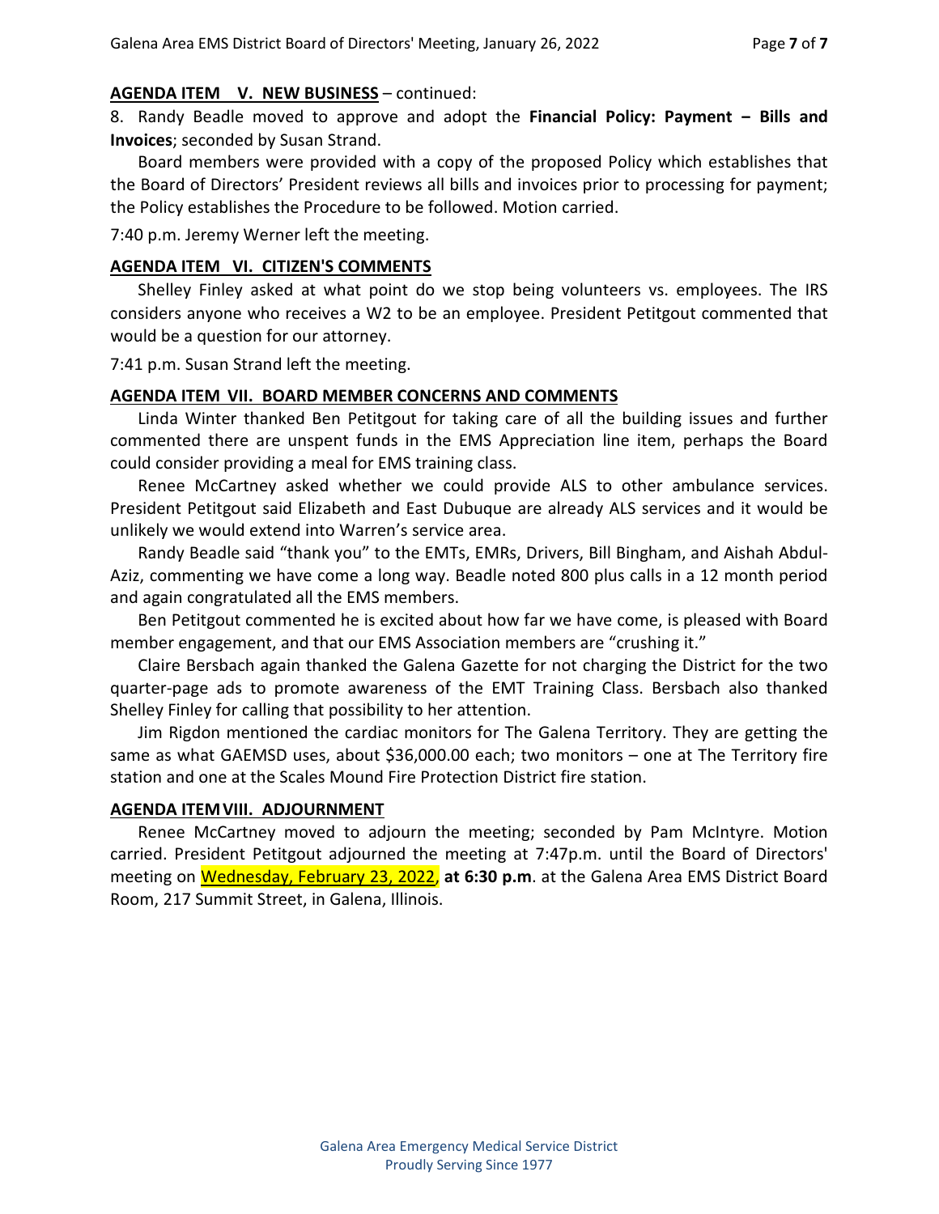**AGENDA ITEM V. NEW BUSINESS** – continued:

8. Randy Beadle moved to approve and adopt the **Financial Policy: Payment – Bills and Invoices**; seconded by Susan Strand.

Board members were provided with a copy of the proposed Policy which establishes that the Board of Directors' President reviews all bills and invoices prior to processing for payment; the Policy establishes the Procedure to be followed. Motion carried.

7:40 p.m. Jeremy Werner left the meeting.

**AGENDA ITEM VI. CITIZEN'S COMMENTS**

Shelley Finley asked at what point do we stop being volunteers vs. employees. The IRS considers anyone who receives a W2 to be an employee. President Petitgout commented that would be a question for our attorney.

7:41 p.m. Susan Strand left the meeting.

**AGENDA ITEM VII. BOARD MEMBER CONCERNS AND COMMENTS**

Linda Winter thanked Ben Petitgout for taking care of all the building issues and further commented there are unspent funds in the EMS Appreciation line item, perhaps the Board could consider providing a meal for EMS training class.

Renee McCartney asked whether we could provide ALS to other ambulance services. President Petitgout said Elizabeth and East Dubuque are already ALS services and it would be unlikely we would extend into Warren's service area.

Randy Beadle said "thank you" to the EMTs, EMRs, Drivers, Bill Bingham, and Aishah Abdul-Aziz, commenting we have come a long way. Beadle noted 800 plus calls in a 12 month period and again congratulated all the EMS members.

Ben Petitgout commented he is excited about how far we have come, is pleased with Board member engagement, and that our EMS Association members are "crushing it."

Claire Bersbach again thanked the Galena Gazette for not charging the District for the two quarter-page ads to promote awareness of the EMT Training Class. Bersbach also thanked Shelley Finley for calling that possibility to her attention.

Jim Rigdon mentioned the cardiac monitors for The Galena Territory. They are getting the same as what GAEMSD uses, about $36,000.00 each; two monitors – one at The Territory fire station and one at the Scales Mound Fire Protection District fire station.

**AGENDA ITEM VIII. ADJOURNMENT**

Renee McCartney moved to adjourn the meeting; seconded by Pam McIntyre. Motion carried. President Petitgout adjourned the meeting at 7:47p.m. until the Board of Directors' meeting on Wednesday, February 23, 2022, **at 6:30 p.m**. at the Galena Area EMS District Board Room, 217 Summit Street, in Galena, Illinois.